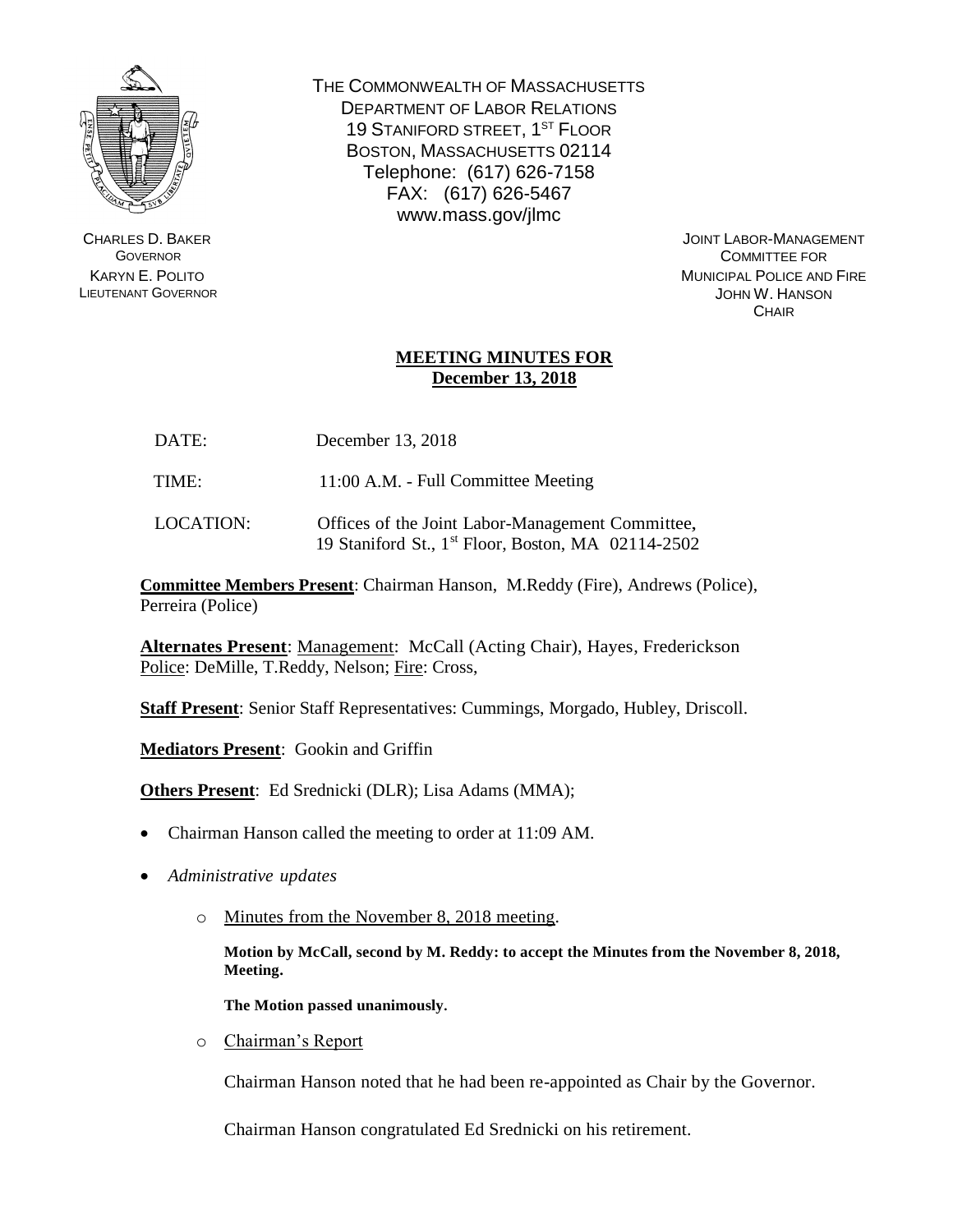THE COMMONWEALTH OF MASSACHUSETTS
DEPARTMENT OF LABOR RELATIONS
19 STANIFORD STREET, 1ST FLOOR
BOSTON, MASSACHUSETTS 02114
Telephone: (617) 626-7158
FAX: (617) 626-5467
www.mass.gov/jlmc

CHARLES D. BAKER
GOVERNOR
KARYN E. POLITO
LIEUTENANT GOVERNOR

JOINT LABOR-MANAGEMENT
COMMITTEE FOR
MUNICIPAL POLICE AND FIRE
JOHN W. HANSON
CHAIR

# MEETING MINUTES FOR December 13, 2018

DATE: December 13, 2018

TIME: 11:00 A.M. - Full Committee Meeting

LOCATION: Offices of the Joint Labor-Management Committee, 19 Staniford St., 1st Floor, Boston, MA 02114-2502

**Committee Members Present**: Chairman Hanson, M.Reddy (Fire), Andrews (Police), Perreira (Police)

**Alternates Present**: Management: McCall (Acting Chair), Hayes, Frederickson
Police: DeMille, T.Reddy, Nelson; Fire: Cross,

**Staff Present**: Senior Staff Representatives: Cummings, Morgado, Hubley, Driscoll.

**Mediators Present**: Gookin and Griffin

**Others Present**: Ed Srednicki (DLR); Lisa Adams (MMA);

- Chairman Hanson called the meeting to order at 11:09 AM.
- *Administrative updates*
    - Minutes from the November 8, 2018 meeting.

      **Motion by McCall, second by M. Reddy: to accept the Minutes from the November 8, 2018, Meeting.**

      **The Motion passed unanimously.**

    - Chairman's Report

      Chairman Hanson noted that he had been re-appointed as Chair by the Governor.

      Chairman Hanson congratulated Ed Srednicki on his retirement.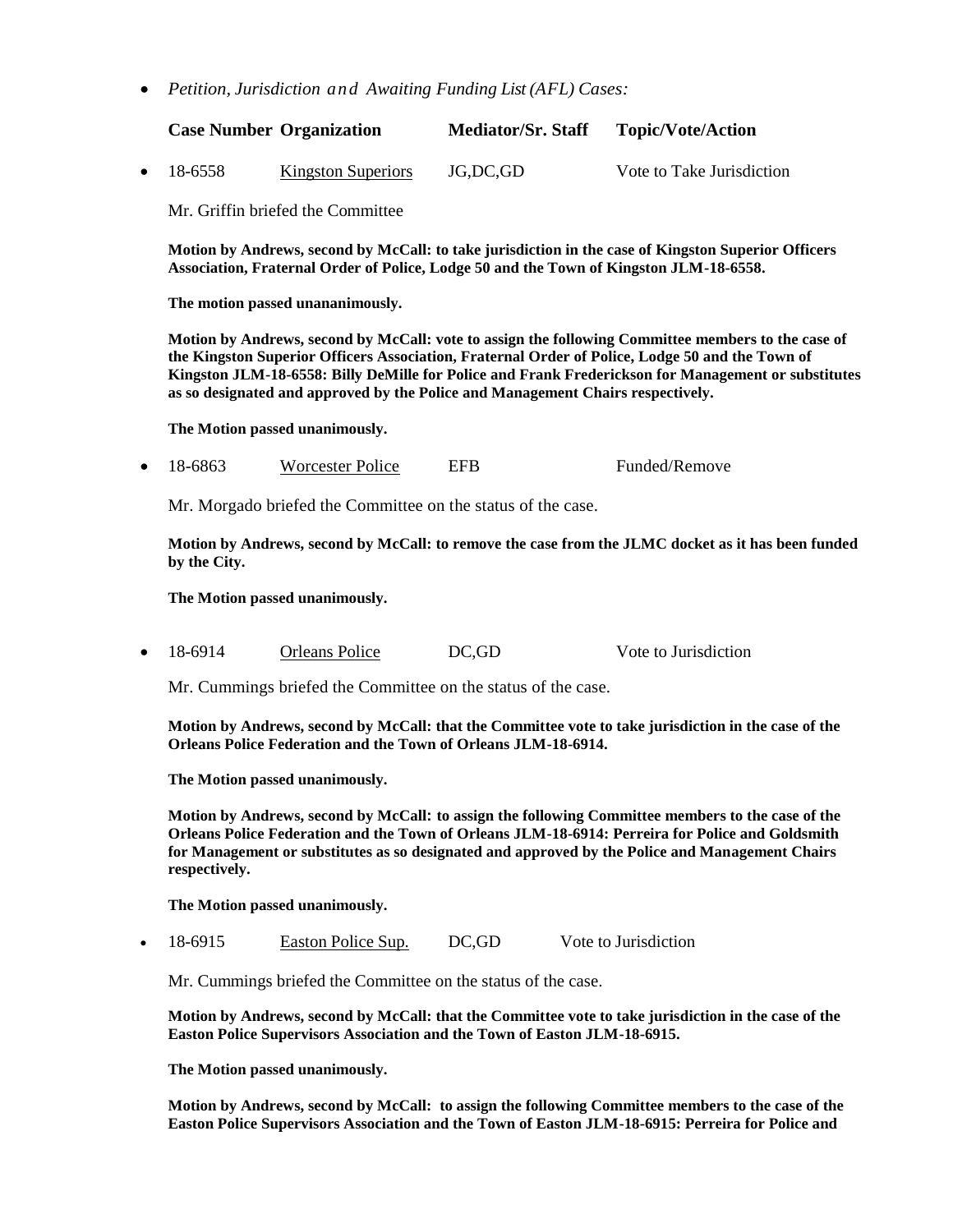- *Petition, Jurisdiction and Awaiting Funding List (AFL) Cases:*

| Case Number | Organization | Mediator/Sr. Staff | Topic/Vote/Action |
|---|---|---|---|
| 18-6558 | Kingston Superiors | JG,DC,GD | Vote to Take Jurisdiction |

Mr. Griffin briefed the Committee

**Motion by Andrews, second by McCall: to take jurisdiction in the case of Kingston Superior Officers Association, Fraternal Order of Police, Lodge 50 and the Town of Kingston JLM-18-6558.**

**The motion passed unananimously.**

**Motion by Andrews, second by McCall: vote to assign the following Committee members to the case of the Kingston Superior Officers Association, Fraternal Order of Police, Lodge 50 and the Town of Kingston JLM-18-6558: Billy DeMille for Police and Frank Frederickson for Management or substitutes as so designated and approved by the Police and Management Chairs respectively.**

**The Motion passed unanimously.**

- 18-6863 &nbsp;&nbsp; Worcester Police &nbsp;&nbsp; EFB &nbsp;&nbsp; Funded/Remove

Mr. Morgado briefed the Committee on the status of the case.

**Motion by Andrews, second by McCall: to remove the case from the JLMC docket as it has been funded by the City.**

**The Motion passed unanimously.**

- 18-6914 &nbsp;&nbsp; Orleans Police &nbsp;&nbsp; DC,GD &nbsp;&nbsp; Vote to Jurisdiction

Mr. Cummings briefed the Committee on the status of the case.

**Motion by Andrews, second by McCall: that the Committee vote to take jurisdiction in the case of the Orleans Police Federation and the Town of Orleans JLM-18-6914.**

**The Motion passed unanimously.**

**Motion by Andrews, second by McCall: to assign the following Committee members to the case of the Orleans Police Federation and the Town of Orleans JLM-18-6914: Perreira for Police and Goldsmith for Management or substitutes as so designated and approved by the Police and Management Chairs respectively.**

**The Motion passed unanimously.**

- 18-6915 &nbsp;&nbsp; Easton Police Sup. &nbsp;&nbsp; DC,GD &nbsp;&nbsp; Vote to Jurisdiction

Mr. Cummings briefed the Committee on the status of the case.

**Motion by Andrews, second by McCall: that the Committee vote to take jurisdiction in the case of the Easton Police Supervisors Association and the Town of Easton JLM-18-6915.**

**The Motion passed unanimously.**

**Motion by Andrews, second by McCall: to assign the following Committee members to the case of the Easton Police Supervisors Association and the Town of Easton JLM-18-6915: Perreira for Police and**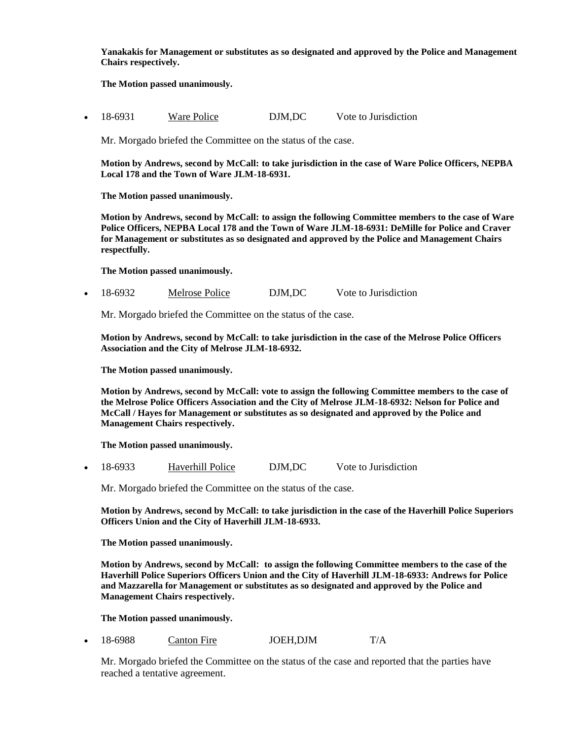**Yanakakis for Management or substitutes as so designated and approved by the Police and Management Chairs respectively.**

**The Motion passed unanimously.**

- 18-6931 Ware Police DJM,DC Vote to Jurisdiction

  Mr. Morgado briefed the Committee on the status of the case.

  **Motion by Andrews, second by McCall: to take jurisdiction in the case of Ware Police Officers, NEPBA Local 178 and the Town of Ware JLM-18-6931.**

  **The Motion passed unanimously.**

  **Motion by Andrews, second by McCall: to assign the following Committee members to the case of Ware Police Officers, NEPBA Local 178 and the Town of Ware JLM-18-6931: DeMille for Police and Craver for Management or substitutes as so designated and approved by the Police and Management Chairs respectfully.**

  **The Motion passed unanimously.**

- 18-6932 Melrose Police DJM,DC Vote to Jurisdiction

  Mr. Morgado briefed the Committee on the status of the case.

  **Motion by Andrews, second by McCall: to take jurisdiction in the case of the Melrose Police Officers Association and the City of Melrose JLM-18-6932.**

  **The Motion passed unanimously.**

  **Motion by Andrews, second by McCall: vote to assign the following Committee members to the case of the Melrose Police Officers Association and the City of Melrose JLM-18-6932: Nelson for Police and McCall / Hayes for Management or substitutes as so designated and approved by the Police and Management Chairs respectively.**

  **The Motion passed unanimously.**

- 18-6933 Haverhill Police DJM,DC Vote to Jurisdiction

  Mr. Morgado briefed the Committee on the status of the case.

  **Motion by Andrews, second by McCall: to take jurisdiction in the case of the Haverhill Police Superiors Officers Union and the City of Haverhill JLM-18-6933.**

  **The Motion passed unanimously.**

  **Motion by Andrews, second by McCall: to assign the following Committee members to the case of the Haverhill Police Superiors Officers Union and the City of Haverhill JLM-18-6933: Andrews for Police and Mazzarella for Management or substitutes as so designated and approved by the Police and Management Chairs respectively.**

  **The Motion passed unanimously.**

- 18-6988 Canton Fire JOEH,DJM T/A

  Mr. Morgado briefed the Committee on the status of the case and reported that the parties have reached a tentative agreement.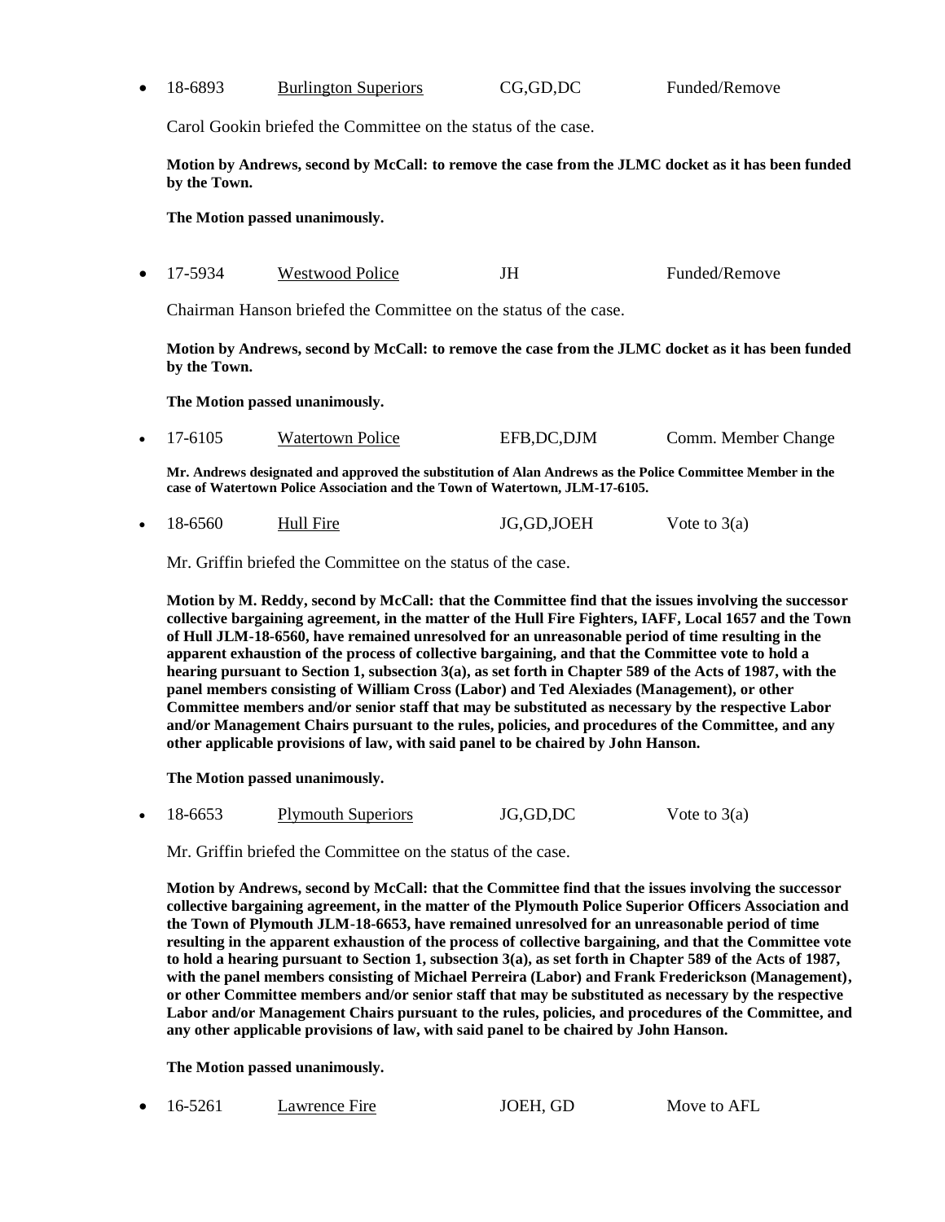- 18-6893 Burlington Superiors CG,GD,DC Funded/Remove

  Carol Gookin briefed the Committee on the status of the case.

  **Motion by Andrews, second by McCall: to remove the case from the JLMC docket as it has been funded by the Town.**

  **The Motion passed unanimously.**

- 17-5934 Westwood Police JH Funded/Remove

  Chairman Hanson briefed the Committee on the status of the case.

  **Motion by Andrews, second by McCall: to remove the case from the JLMC docket as it has been funded by the Town.**

  **The Motion passed unanimously.**

- 17-6105 Watertown Police EFB,DC,DJM Comm. Member Change

  **Mr. Andrews designated and approved the substitution of Alan Andrews as the Police Committee Member in the case of Watertown Police Association and the Town of Watertown, JLM-17-6105.**

- 18-6560 Hull Fire JG,GD,JOEH Vote to 3(a)

  Mr. Griffin briefed the Committee on the status of the case.

  **Motion by M. Reddy, second by McCall: that the Committee find that the issues involving the successor collective bargaining agreement, in the matter of the Hull Fire Fighters, IAFF, Local 1657 and the Town of Hull JLM-18-6560, have remained unresolved for an unreasonable period of time resulting in the apparent exhaustion of the process of collective bargaining, and that the Committee vote to hold a hearing pursuant to Section 1, subsection 3(a), as set forth in Chapter 589 of the Acts of 1987, with the panel members consisting of William Cross (Labor) and Ted Alexiades (Management), or other Committee members and/or senior staff that may be substituted as necessary by the respective Labor and/or Management Chairs pursuant to the rules, policies, and procedures of the Committee, and any other applicable provisions of law, with said panel to be chaired by John Hanson.**

  **The Motion passed unanimously.**

- 18-6653 Plymouth Superiors JG,GD,DC Vote to 3(a)

  Mr. Griffin briefed the Committee on the status of the case.

  **Motion by Andrews, second by McCall: that the Committee find that the issues involving the successor collective bargaining agreement, in the matter of the Plymouth Police Superior Officers Association and the Town of Plymouth JLM-18-6653, have remained unresolved for an unreasonable period of time resulting in the apparent exhaustion of the process of collective bargaining, and that the Committee vote to hold a hearing pursuant to Section 1, subsection 3(a), as set forth in Chapter 589 of the Acts of 1987, with the panel members consisting of Michael Perreira (Labor) and Frank Frederickson (Management), or other Committee members and/or senior staff that may be substituted as necessary by the respective Labor and/or Management Chairs pursuant to the rules, policies, and procedures of the Committee, and any other applicable provisions of law, with said panel to be chaired by John Hanson.**

  **The Motion passed unanimously.**

- 16-5261 Lawrence Fire JOEH, GD Move to AFL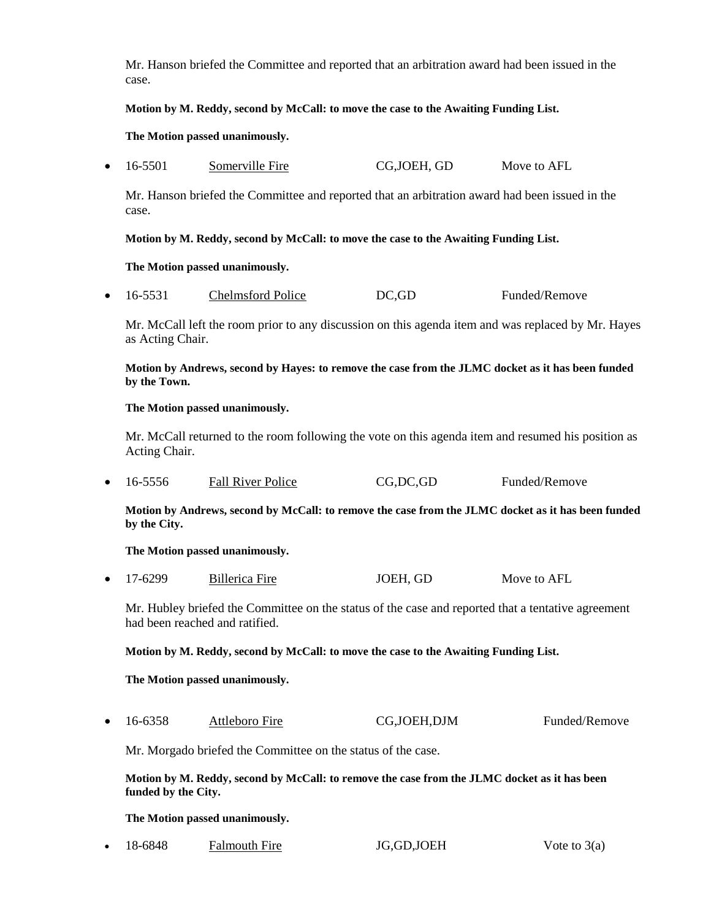Mr. Hanson briefed the Committee and reported that an arbitration award had been issued in the case.

**Motion by M. Reddy, second by McCall: to move the case to the Awaiting Funding List.**

**The Motion passed unanimously.**

- 16-5501 Somerville Fire CG,JOEH, GD Move to AFL

Mr. Hanson briefed the Committee and reported that an arbitration award had been issued in the case.

**Motion by M. Reddy, second by McCall: to move the case to the Awaiting Funding List.**

**The Motion passed unanimously.**

- 16-5531 Chelmsford Police DC,GD Funded/Remove

Mr. McCall left the room prior to any discussion on this agenda item and was replaced by Mr. Hayes as Acting Chair.

**Motion by Andrews, second by Hayes: to remove the case from the JLMC docket as it has been funded by the Town.**

**The Motion passed unanimously.**

Mr. McCall returned to the room following the vote on this agenda item and resumed his position as Acting Chair.

- 16-5556 Fall River Police CG,DC,GD Funded/Remove

**Motion by Andrews, second by McCall: to remove the case from the JLMC docket as it has been funded by the City.**

**The Motion passed unanimously.**

- 17-6299 Billerica Fire JOEH, GD Move to AFL

Mr. Hubley briefed the Committee on the status of the case and reported that a tentative agreement had been reached and ratified.

**Motion by M. Reddy, second by McCall: to move the case to the Awaiting Funding List.**

**The Motion passed unanimously.**

- 16-6358 Attleboro Fire CG,JOEH,DJM Funded/Remove

Mr. Morgado briefed the Committee on the status of the case.

**Motion by M. Reddy, second by McCall: to remove the case from the JLMC docket as it has been funded by the City.**

**The Motion passed unanimously.**

- 18-6848 Falmouth Fire JG,GD,JOEH Vote to 3(a)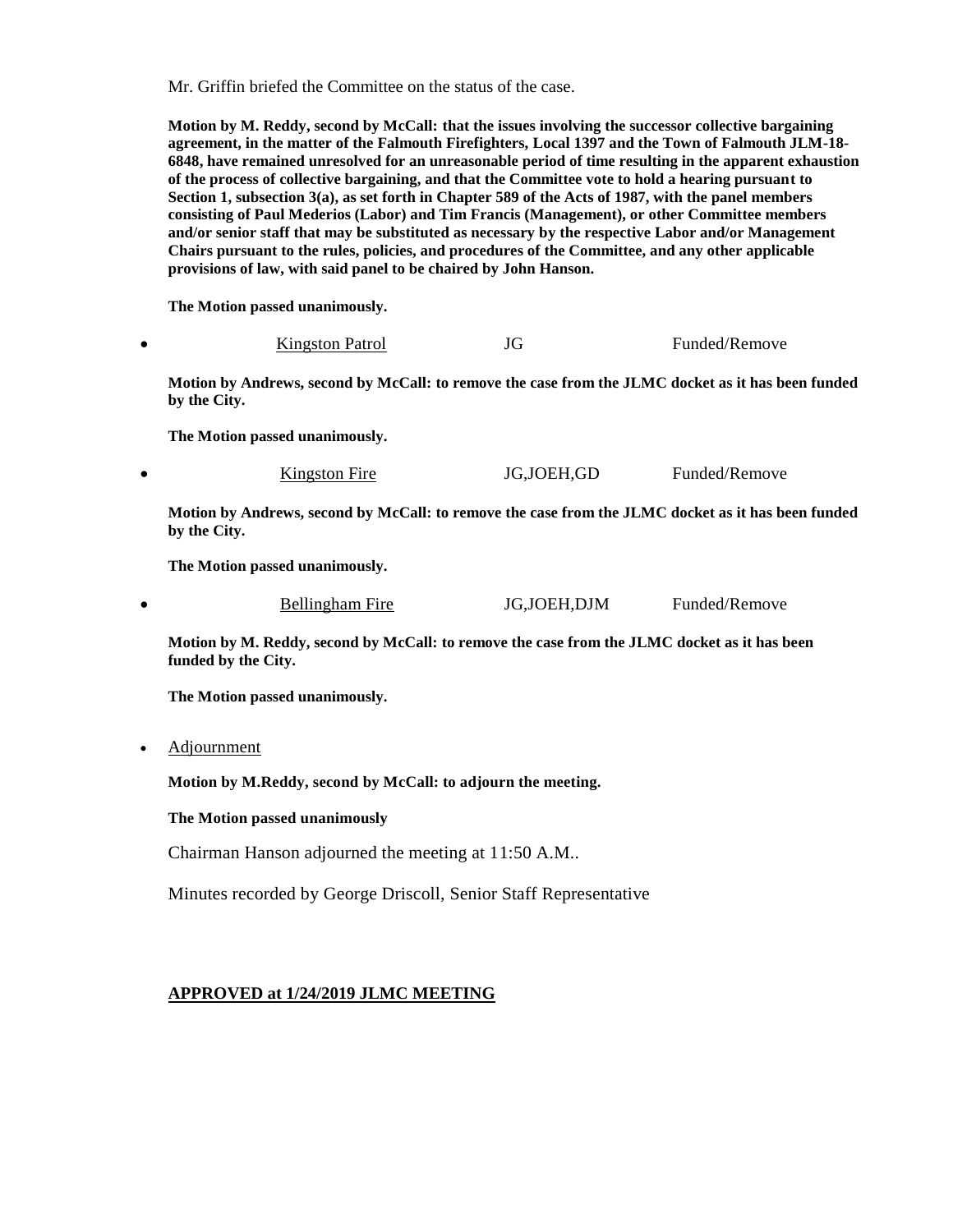Mr. Griffin briefed the Committee on the status of the case.

**Motion by M. Reddy, second by McCall: that the issues involving the successor collective bargaining agreement, in the matter of the Falmouth Firefighters, Local 1397 and the Town of Falmouth JLM-18-6848, have remained unresolved for an unreasonable period of time resulting in the apparent exhaustion of the process of collective bargaining, and that the Committee vote to hold a hearing pursuant to Section 1, subsection 3(a), as set forth in Chapter 589 of the Acts of 1987, with the panel members consisting of Paul Mederios (Labor) and Tim Francis (Management), or other Committee members and/or senior staff that may be substituted as necessary by the respective Labor and/or Management Chairs pursuant to the rules, policies, and procedures of the Committee, and any other applicable provisions of law, with said panel to be chaired by John Hanson.**

**The Motion passed unanimously.**

- Kingston Patrol JG Funded/Remove

**Motion by Andrews, second by McCall: to remove the case from the JLMC docket as it has been funded by the City.**

**The Motion passed unanimously.**

- Kingston Fire JG,JOEH,GD Funded/Remove

**Motion by Andrews, second by McCall: to remove the case from the JLMC docket as it has been funded by the City.**

**The Motion passed unanimously.**

- Bellingham Fire JG,JOEH,DJM Funded/Remove

**Motion by M. Reddy, second by McCall: to remove the case from the JLMC docket as it has been funded by the City.**

**The Motion passed unanimously.**

- Adjournment

**Motion by M.Reddy, second by McCall: to adjourn the meeting.**

**The Motion passed unanimously**

Chairman Hanson adjourned the meeting at 11:50 A.M..

Minutes recorded by George Driscoll, Senior Staff Representative

**APPROVED at 1/24/2019 JLMC MEETING**